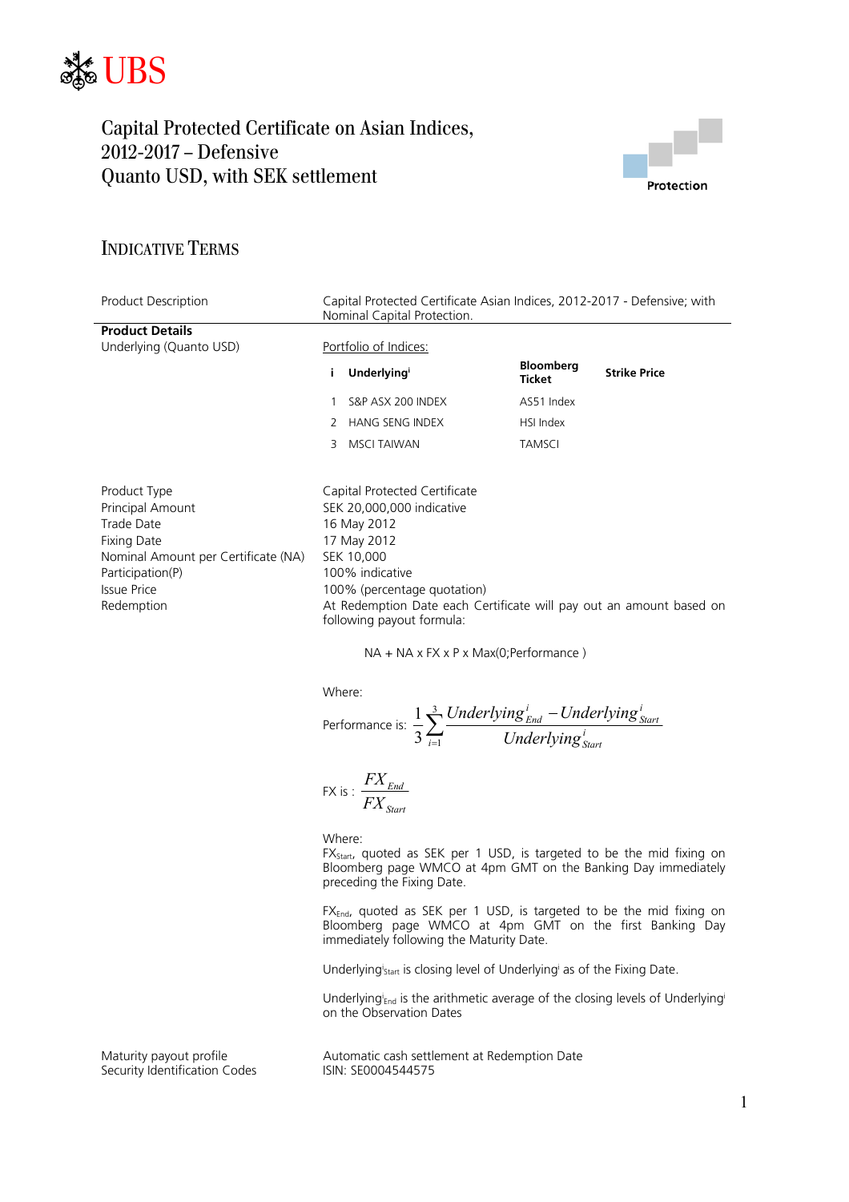UBS

# Capital Protected Certificate on Asian Indices, 2012-2017 – Defensive Quanto USD, with SEK settlement

Protection

## INDICATIVE TERMS

| | |
|---|---|
| Product Description | Capital Protected Certificate Asian Indices, 2012-2017 - Defensive; with Nominal Capital Protection. |

**Product Details**

Underlying (Quanto USD)

Portfolio of Indices:

| i | Underlying[i] | Bloomberg Ticket | Strike Price |
|---|---|---|---|
| 1 | S&P ASX 200 INDEX | AS51 Index | |
| 2 | HANG SENG INDEX | HSI Index | |
| 3 | MSCI TAIWAN | TAMSCI | |

| | |
|---|---|
| Product Type | Capital Protected Certificate |
| Principal Amount | SEK 20,000,000 indicative |
| Trade Date | 16 May 2012 |
| Fixing Date | 17 May 2012 |
| Nominal Amount per Certificate (NA) | SEK 10,000 |
| Participation(P) | 100% indicative |
| Issue Price | 100% (percentage quotation) |
| Redemption | At Redemption Date each Certificate will pay out an amount based on following payout formula: |

NA + NA x FX x P x Max(0;Performance )

Where:

Performance is: $\frac{1}{3}\sum_{i=1}^{3}\frac{Underlying^{i}_{End} - Underlying^{i}_{Start}}{Underlying^{i}_{Start}}$

FX is : $\frac{FX_{End}}{FX_{Start}}$

Where:

$FX_{Start}$, quoted as SEK per 1 USD, is targeted to be the mid fixing on Bloomberg page WMCO at 4pm GMT on the Banking Day immediately preceding the Fixing Date.

$FX_{End}$, quoted as SEK per 1 USD, is targeted to be the mid fixing on Bloomberg page WMCO at 4pm GMT on the first Banking Day immediately following the Maturity Date.

$Underlying^{i}_{Start}$ is closing level of $Underlying^{i}$ as of the Fixing Date.

$Underlying^{i}_{End}$ is the arithmetic average of the closing levels of $Underlying^{i}$ on the Observation Dates

| | |
|---|---|
| Maturity payout profile | Automatic cash settlement at Redemption Date |
| Security Identification Codes | ISIN: SE0004544575 |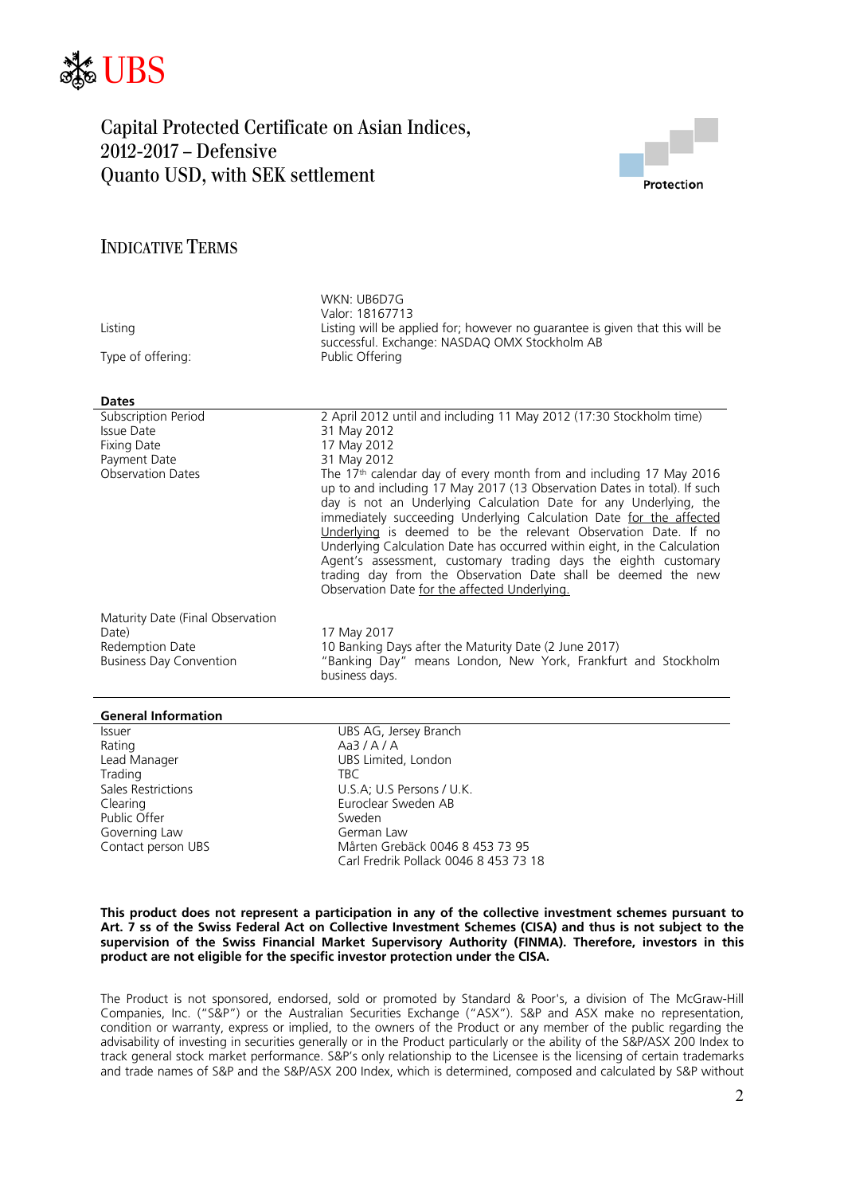# Capital Protected Certificate on Asian Indices, 2012-2017 – Defensive Quanto USD, with SEK settlement

Protection

## INDICATIVE TERMS

| | |
|---|---|
| | WKN: UB6D7G |
| | Valor: 18167713 |
| Listing | Listing will be applied for; however no guarantee is given that this will be successful. Exchange: NASDAQ OMX Stockholm AB |
| Type of offering: | Public Offering |

**Dates**

| | |
|---|---|
| Subscription Period | 2 April 2012 until and including 11 May 2012 (17:30 Stockholm time) |
| Issue Date | 31 May 2012 |
| Fixing Date | 17 May 2012 |
| Payment Date | 31 May 2012 |
| Observation Dates | The 17th calendar day of every month from and including 17 May 2016 up to and including 17 May 2017 (13 Observation Dates in total). If such day is not an Underlying Calculation Date for any Underlying, the immediately succeeding Underlying Calculation Date <u>for the affected Underlying</u> is deemed to be the relevant Observation Date. If no Underlying Calculation Date has occurred within eight, in the Calculation Agent's assessment, customary trading days the eighth customary trading day from the Observation Date shall be deemed the new Observation Date <u>for the affected Underlying.</u> |
| Maturity Date (Final Observation Date) | 17 May 2017 |
| Redemption Date | 10 Banking Days after the Maturity Date (2 June 2017) |
| Business Day Convention | "Banking Day" means London, New York, Frankfurt and Stockholm business days. |

**General Information**

| | |
|---|---|
| Issuer | UBS AG, Jersey Branch |
| Rating | Aa3 / A / A |
| Lead Manager | UBS Limited, London |
| Trading | TBC |
| Sales Restrictions | U.S.A; U.S Persons / U.K. |
| Clearing | Euroclear Sweden AB |
| Public Offer | Sweden |
| Governing Law | German Law |
| Contact person UBS | Mårten Grebäck 0046 8 453 73 95 |
| | Carl Fredrik Pollack 0046 8 453 73 18 |

**This product does not represent a participation in any of the collective investment schemes pursuant to Art. 7 ss of the Swiss Federal Act on Collective Investment Schemes (CISA) and thus is not subject to the supervision of the Swiss Financial Market Supervisory Authority (FINMA). Therefore, investors in this product are not eligible for the specific investor protection under the CISA.**

The Product is not sponsored, endorsed, sold or promoted by Standard & Poor's, a division of The McGraw-Hill Companies, Inc. ("S&P") or the Australian Securities Exchange ("ASX"). S&P and ASX make no representation, condition or warranty, express or implied, to the owners of the Product or any member of the public regarding the advisability of investing in securities generally or in the Product particularly or the ability of the S&P/ASX 200 Index to track general stock market performance. S&P's only relationship to the Licensee is the licensing of certain trademarks and trade names of S&P and the S&P/ASX 200 Index, which is determined, composed and calculated by S&P without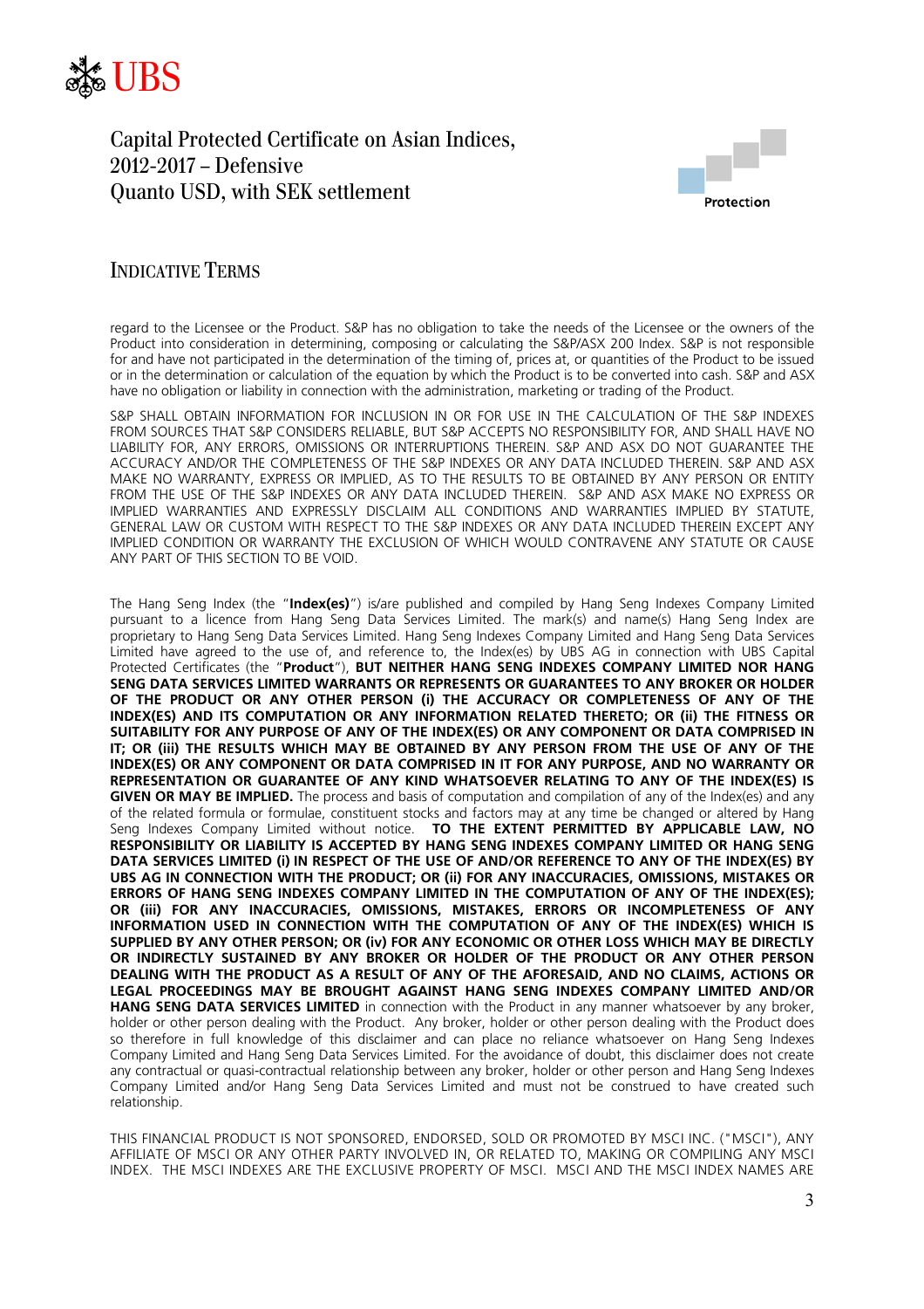regard to the Licensee or the Product. S&P has no obligation to take the needs of the Licensee or the owners of the Product into consideration in determining, composing or calculating the S&P/ASX 200 Index. S&P is not responsible for and have not participated in the determination of the timing of, prices at, or quantities of the Product to be issued or in the determination or calculation of the equation by which the Product is to be converted into cash. S&P and ASX have no obligation or liability in connection with the administration, marketing or trading of the Product.

S&P SHALL OBTAIN INFORMATION FOR INCLUSION IN OR FOR USE IN THE CALCULATION OF THE S&P INDEXES FROM SOURCES THAT S&P CONSIDERS RELIABLE, BUT S&P ACCEPTS NO RESPONSIBILITY FOR, AND SHALL HAVE NO LIABILITY FOR, ANY ERRORS, OMISSIONS OR INTERRUPTIONS THEREIN. S&P AND ASX DO NOT GUARANTEE THE ACCURACY AND/OR THE COMPLETENESS OF THE S&P INDEXES OR ANY DATA INCLUDED THEREIN. S&P AND ASX MAKE NO WARRANTY, EXPRESS OR IMPLIED, AS TO THE RESULTS TO BE OBTAINED BY ANY PERSON OR ENTITY FROM THE USE OF THE S&P INDEXES OR ANY DATA INCLUDED THEREIN. S&P AND ASX MAKE NO EXPRESS OR IMPLIED WARRANTIES AND EXPRESSLY DISCLAIM ALL CONDITIONS AND WARRANTIES IMPLIED BY STATUTE, GENERAL LAW OR CUSTOM WITH RESPECT TO THE S&P INDEXES OR ANY DATA INCLUDED THEREIN EXCEPT ANY IMPLIED CONDITION OR WARRANTY THE EXCLUSION OF WHICH WOULD CONTRAVENE ANY STATUTE OR CAUSE ANY PART OF THIS SECTION TO BE VOID.

The Hang Seng Index (the "**Index(es)**") is/are published and compiled by Hang Seng Indexes Company Limited pursuant to a licence from Hang Seng Data Services Limited. The mark(s) and name(s) Hang Seng Index are proprietary to Hang Seng Data Services Limited. Hang Seng Indexes Company Limited and Hang Seng Data Services Limited have agreed to the use of, and reference to, the Index(es) by UBS AG in connection with UBS Capital Protected Certificates (the "**Product**"), **BUT NEITHER HANG SENG INDEXES COMPANY LIMITED NOR HANG SENG DATA SERVICES LIMITED WARRANTS OR REPRESENTS OR GUARANTEES TO ANY BROKER OR HOLDER OF THE PRODUCT OR ANY OTHER PERSON (i) THE ACCURACY OR COMPLETENESS OF ANY OF THE INDEX(ES) AND ITS COMPUTATION OR ANY INFORMATION RELATED THERETO; OR (ii) THE FITNESS OR SUITABILITY FOR ANY PURPOSE OF ANY OF THE INDEX(ES) OR ANY COMPONENT OR DATA COMPRISED IN IT; OR (iii) THE RESULTS WHICH MAY BE OBTAINED BY ANY PERSON FROM THE USE OF ANY OF THE INDEX(ES) OR ANY COMPONENT OR DATA COMPRISED IN IT FOR ANY PURPOSE, AND NO WARRANTY OR REPRESENTATION OR GUARANTEE OF ANY KIND WHATSOEVER RELATING TO ANY OF THE INDEX(ES) IS GIVEN OR MAY BE IMPLIED.** The process and basis of computation and compilation of any of the Index(es) and any of the related formula or formulae, constituent stocks and factors may at any time be changed or altered by Hang Seng Indexes Company Limited without notice. **TO THE EXTENT PERMITTED BY APPLICABLE LAW, NO RESPONSIBILITY OR LIABILITY IS ACCEPTED BY HANG SENG INDEXES COMPANY LIMITED OR HANG SENG DATA SERVICES LIMITED (i) IN RESPECT OF THE USE OF AND/OR REFERENCE TO ANY OF THE INDEX(ES) BY UBS AG IN CONNECTION WITH THE PRODUCT; OR (ii) FOR ANY INACCURACIES, OMISSIONS, MISTAKES OR ERRORS OF HANG SENG INDEXES COMPANY LIMITED IN THE COMPUTATION OF ANY OF THE INDEX(ES); OR (iii) FOR ANY INACCURACIES, OMISSIONS, MISTAKES, ERRORS OR INCOMPLETENESS OF ANY INFORMATION USED IN CONNECTION WITH THE COMPUTATION OF ANY OF THE INDEX(ES) WHICH IS SUPPLIED BY ANY OTHER PERSON; OR (iv) FOR ANY ECONOMIC OR OTHER LOSS WHICH MAY BE DIRECTLY OR INDIRECTLY SUSTAINED BY ANY BROKER OR HOLDER OF THE PRODUCT OR ANY OTHER PERSON DEALING WITH THE PRODUCT AS A RESULT OF ANY OF THE AFORESAID, AND NO CLAIMS, ACTIONS OR LEGAL PROCEEDINGS MAY BE BROUGHT AGAINST HANG SENG INDEXES COMPANY LIMITED AND/OR HANG SENG DATA SERVICES LIMITED** in connection with the Product in any manner whatsoever by any broker, holder or other person dealing with the Product. Any broker, holder or other person dealing with the Product does so therefore in full knowledge of this disclaimer and can place no reliance whatsoever on Hang Seng Indexes Company Limited and Hang Seng Data Services Limited. For the avoidance of doubt, this disclaimer does not create any contractual or quasi-contractual relationship between any broker, holder or other person and Hang Seng Indexes Company Limited and/or Hang Seng Data Services Limited and must not be construed to have created such relationship.

THIS FINANCIAL PRODUCT IS NOT SPONSORED, ENDORSED, SOLD OR PROMOTED BY MSCI INC. ("MSCI"), ANY AFFILIATE OF MSCI OR ANY OTHER PARTY INVOLVED IN, OR RELATED TO, MAKING OR COMPILING ANY MSCI INDEX. THE MSCI INDEXES ARE THE EXCLUSIVE PROPERTY OF MSCI. MSCI AND THE MSCI INDEX NAMES ARE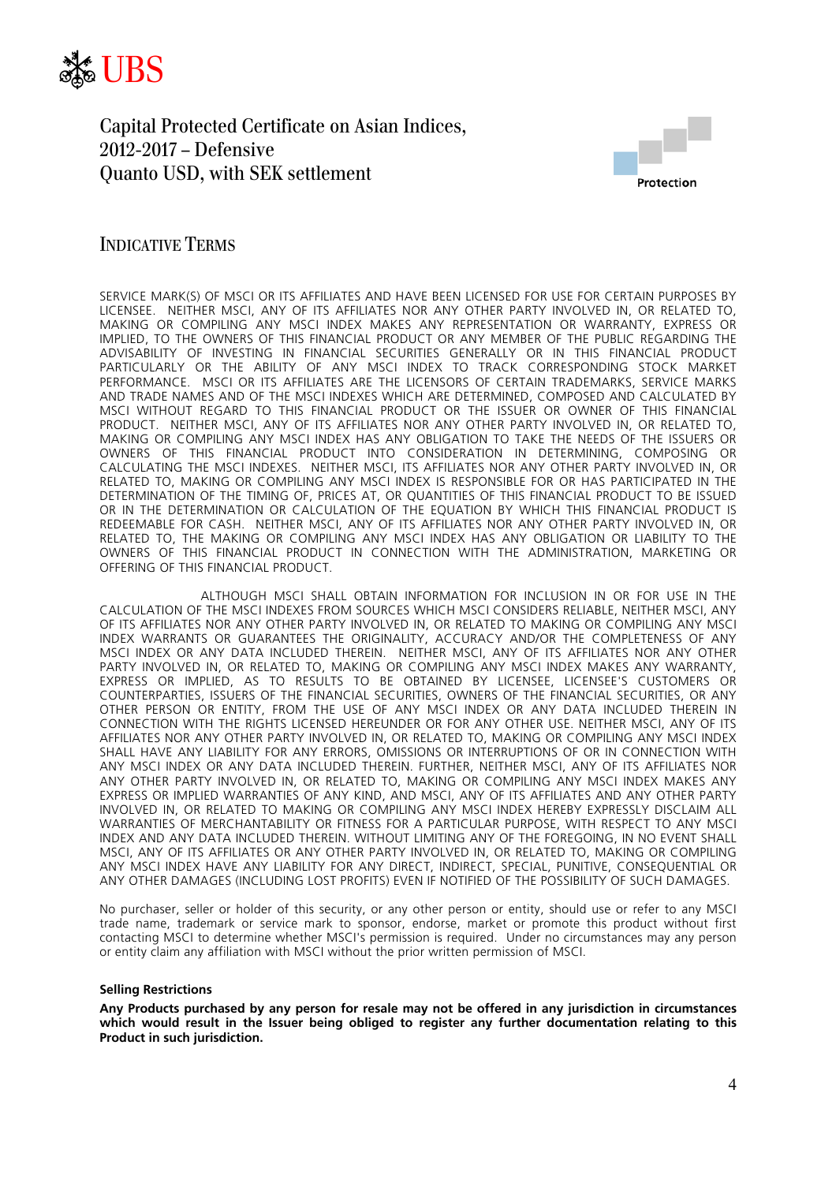# Capital Protected Certificate on Asian Indices, 2012-2017 – Defensive Quanto USD, with SEK settlement

Protection

## INDICATIVE TERMS

SERVICE MARK(S) OF MSCI OR ITS AFFILIATES AND HAVE BEEN LICENSED FOR USE FOR CERTAIN PURPOSES BY LICENSEE. NEITHER MSCI, ANY OF ITS AFFILIATES NOR ANY OTHER PARTY INVOLVED IN, OR RELATED TO, MAKING OR COMPILING ANY MSCI INDEX MAKES ANY REPRESENTATION OR WARRANTY, EXPRESS OR IMPLIED, TO THE OWNERS OF THIS FINANCIAL PRODUCT OR ANY MEMBER OF THE PUBLIC REGARDING THE ADVISABILITY OF INVESTING IN FINANCIAL SECURITIES GENERALLY OR IN THIS FINANCIAL PRODUCT PARTICULARLY OR THE ABILITY OF ANY MSCI INDEX TO TRACK CORRESPONDING STOCK MARKET PERFORMANCE. MSCI OR ITS AFFILIATES ARE THE LICENSORS OF CERTAIN TRADEMARKS, SERVICE MARKS AND TRADE NAMES AND OF THE MSCI INDEXES WHICH ARE DETERMINED, COMPOSED AND CALCULATED BY MSCI WITHOUT REGARD TO THIS FINANCIAL PRODUCT OR THE ISSUER OR OWNER OF THIS FINANCIAL PRODUCT. NEITHER MSCI, ANY OF ITS AFFILIATES NOR ANY OTHER PARTY INVOLVED IN, OR RELATED TO, MAKING OR COMPILING ANY MSCI INDEX HAS ANY OBLIGATION TO TAKE THE NEEDS OF THE ISSUERS OR OWNERS OF THIS FINANCIAL PRODUCT INTO CONSIDERATION IN DETERMINING, COMPOSING OR CALCULATING THE MSCI INDEXES. NEITHER MSCI, ITS AFFILIATES NOR ANY OTHER PARTY INVOLVED IN, OR RELATED TO, MAKING OR COMPILING ANY MSCI INDEX IS RESPONSIBLE FOR OR HAS PARTICIPATED IN THE DETERMINATION OF THE TIMING OF, PRICES AT, OR QUANTITIES OF THIS FINANCIAL PRODUCT TO BE ISSUED OR IN THE DETERMINATION OR CALCULATION OF THE EQUATION BY WHICH THIS FINANCIAL PRODUCT IS REDEEMABLE FOR CASH. NEITHER MSCI, ANY OF ITS AFFILIATES NOR ANY OTHER PARTY INVOLVED IN, OR RELATED TO, THE MAKING OR COMPILING ANY MSCI INDEX HAS ANY OBLIGATION OR LIABILITY TO THE OWNERS OF THIS FINANCIAL PRODUCT IN CONNECTION WITH THE ADMINISTRATION, MARKETING OR OFFERING OF THIS FINANCIAL PRODUCT.

ALTHOUGH MSCI SHALL OBTAIN INFORMATION FOR INCLUSION IN OR FOR USE IN THE CALCULATION OF THE MSCI INDEXES FROM SOURCES WHICH MSCI CONSIDERS RELIABLE, NEITHER MSCI, ANY OF ITS AFFILIATES NOR ANY OTHER PARTY INVOLVED IN, OR RELATED TO MAKING OR COMPILING ANY MSCI INDEX WARRANTS OR GUARANTEES THE ORIGINALITY, ACCURACY AND/OR THE COMPLETENESS OF ANY MSCI INDEX OR ANY DATA INCLUDED THEREIN. NEITHER MSCI, ANY OF ITS AFFILIATES NOR ANY OTHER PARTY INVOLVED IN, OR RELATED TO, MAKING OR COMPILING ANY MSCI INDEX MAKES ANY WARRANTY, EXPRESS OR IMPLIED, AS TO RESULTS TO BE OBTAINED BY LICENSEE, LICENSEE'S CUSTOMERS OR COUNTERPARTIES, ISSUERS OF THE FINANCIAL SECURITIES, OWNERS OF THE FINANCIAL SECURITIES, OR ANY OTHER PERSON OR ENTITY, FROM THE USE OF ANY MSCI INDEX OR ANY DATA INCLUDED THEREIN IN CONNECTION WITH THE RIGHTS LICENSED HEREUNDER OR FOR ANY OTHER USE. NEITHER MSCI, ANY OF ITS AFFILIATES NOR ANY OTHER PARTY INVOLVED IN, OR RELATED TO, MAKING OR COMPILING ANY MSCI INDEX SHALL HAVE ANY LIABILITY FOR ANY ERRORS, OMISSIONS OR INTERRUPTIONS OF OR IN CONNECTION WITH ANY MSCI INDEX OR ANY DATA INCLUDED THEREIN. FURTHER, NEITHER MSCI, ANY OF ITS AFFILIATES NOR ANY OTHER PARTY INVOLVED IN, OR RELATED TO, MAKING OR COMPILING ANY MSCI INDEX MAKES ANY EXPRESS OR IMPLIED WARRANTIES OF ANY KIND, AND MSCI, ANY OF ITS AFFILIATES AND ANY OTHER PARTY INVOLVED IN, OR RELATED TO MAKING OR COMPILING ANY MSCI INDEX HEREBY EXPRESSLY DISCLAIM ALL WARRANTIES OF MERCHANTABILITY OR FITNESS FOR A PARTICULAR PURPOSE, WITH RESPECT TO ANY MSCI INDEX AND ANY DATA INCLUDED THEREIN. WITHOUT LIMITING ANY OF THE FOREGOING, IN NO EVENT SHALL MSCI, ANY OF ITS AFFILIATES OR ANY OTHER PARTY INVOLVED IN, OR RELATED TO, MAKING OR COMPILING ANY MSCI INDEX HAVE ANY LIABILITY FOR ANY DIRECT, INDIRECT, SPECIAL, PUNITIVE, CONSEQUENTIAL OR ANY OTHER DAMAGES (INCLUDING LOST PROFITS) EVEN IF NOTIFIED OF THE POSSIBILITY OF SUCH DAMAGES.

No purchaser, seller or holder of this security, or any other person or entity, should use or refer to any MSCI trade name, trademark or service mark to sponsor, endorse, market or promote this product without first contacting MSCI to determine whether MSCI's permission is required. Under no circumstances may any person or entity claim any affiliation with MSCI without the prior written permission of MSCI.

**Selling Restrictions**

**Any Products purchased by any person for resale may not be offered in any jurisdiction in circumstances which would result in the Issuer being obliged to register any further documentation relating to this Product in such jurisdiction.**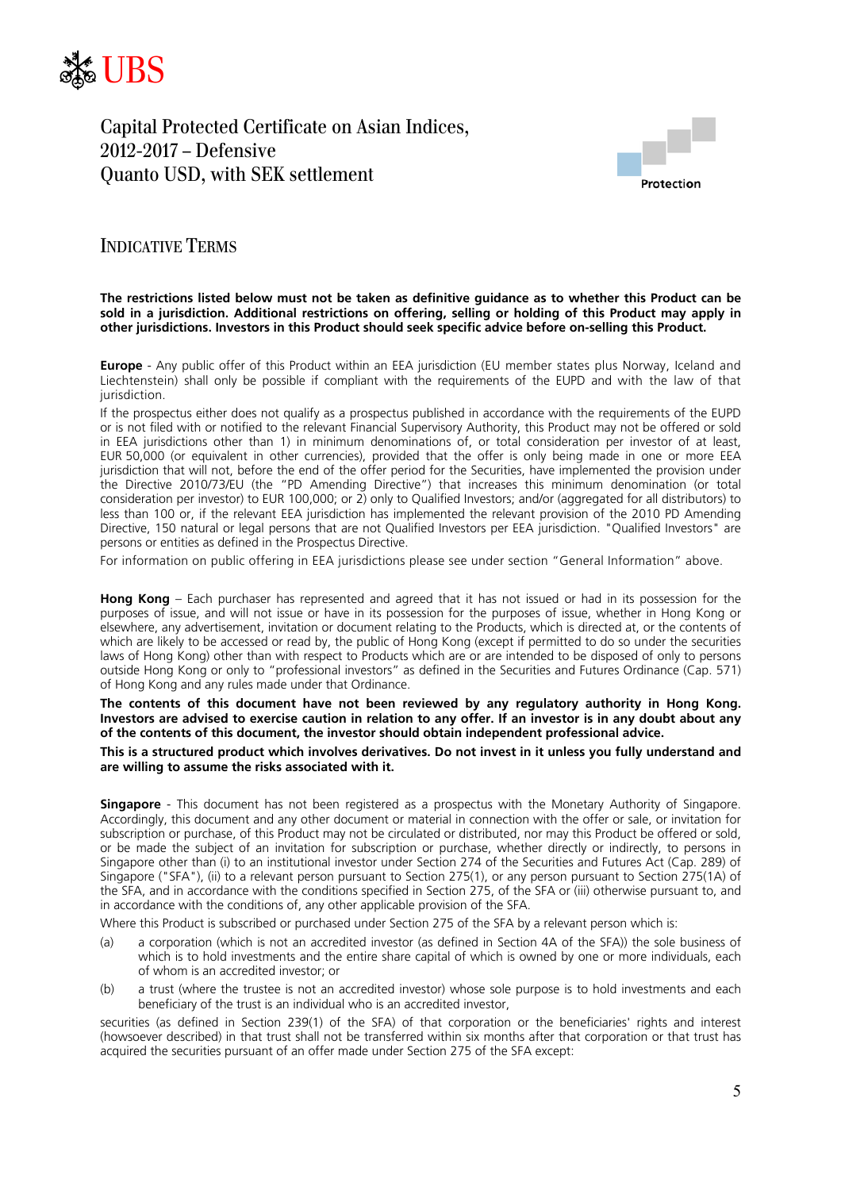# Capital Protected Certificate on Asian Indices, 2012-2017 – Defensive Quanto USD, with SEK settlement

Protection

## INDICATIVE TERMS

**The restrictions listed below must not be taken as definitive guidance as to whether this Product can be sold in a jurisdiction. Additional restrictions on offering, selling or holding of this Product may apply in other jurisdictions. Investors in this Product should seek specific advice before on-selling this Product.**

**Europe** - Any public offer of this Product within an EEA jurisdiction (EU member states plus Norway, Iceland and Liechtenstein) shall only be possible if compliant with the requirements of the EUPD and with the law of that jurisdiction.

If the prospectus either does not qualify as a prospectus published in accordance with the requirements of the EUPD or is not filed with or notified to the relevant Financial Supervisory Authority, this Product may not be offered or sold in EEA jurisdictions other than 1) in minimum denominations of, or total consideration per investor of at least, EUR 50,000 (or equivalent in other currencies), provided that the offer is only being made in one or more EEA jurisdiction that will not, before the end of the offer period for the Securities, have implemented the provision under the Directive 2010/73/EU (the "PD Amending Directive") that increases this minimum denomination (or total consideration per investor) to EUR 100,000; or 2) only to Qualified Investors; and/or (aggregated for all distributors) to less than 100 or, if the relevant EEA jurisdiction has implemented the relevant provision of the 2010 PD Amending Directive, 150 natural or legal persons that are not Qualified Investors per EEA jurisdiction. "Qualified Investors" are persons or entities as defined in the Prospectus Directive.

For information on public offering in EEA jurisdictions please see under section "General Information" above.

**Hong Kong** – Each purchaser has represented and agreed that it has not issued or had in its possession for the purposes of issue, and will not issue or have in its possession for the purposes of issue, whether in Hong Kong or elsewhere, any advertisement, invitation or document relating to the Products, which is directed at, or the contents of which are likely to be accessed or read by, the public of Hong Kong (except if permitted to do so under the securities laws of Hong Kong) other than with respect to Products which are or are intended to be disposed of only to persons outside Hong Kong or only to "professional investors" as defined in the Securities and Futures Ordinance (Cap. 571) of Hong Kong and any rules made under that Ordinance.

**The contents of this document have not been reviewed by any regulatory authority in Hong Kong. Investors are advised to exercise caution in relation to any offer. If an investor is in any doubt about any of the contents of this document, the investor should obtain independent professional advice.**

**This is a structured product which involves derivatives. Do not invest in it unless you fully understand and are willing to assume the risks associated with it.**

**Singapore** - This document has not been registered as a prospectus with the Monetary Authority of Singapore. Accordingly, this document and any other document or material in connection with the offer or sale, or invitation for subscription or purchase, of this Product may not be circulated or distributed, nor may this Product be offered or sold, or be made the subject of an invitation for subscription or purchase, whether directly or indirectly, to persons in Singapore other than (i) to an institutional investor under Section 274 of the Securities and Futures Act (Cap. 289) of Singapore ("SFA"), (ii) to a relevant person pursuant to Section 275(1), or any person pursuant to Section 275(1A) of the SFA, and in accordance with the conditions specified in Section 275, of the SFA or (iii) otherwise pursuant to, and in accordance with the conditions of, any other applicable provision of the SFA.

Where this Product is subscribed or purchased under Section 275 of the SFA by a relevant person which is:

(a) a corporation (which is not an accredited investor (as defined in Section 4A of the SFA)) the sole business of which is to hold investments and the entire share capital of which is owned by one or more individuals, each of whom is an accredited investor; or

(b) a trust (where the trustee is not an accredited investor) whose sole purpose is to hold investments and each beneficiary of the trust is an individual who is an accredited investor,

securities (as defined in Section 239(1) of the SFA) of that corporation or the beneficiaries' rights and interest (howsoever described) in that trust shall not be transferred within six months after that corporation or that trust has acquired the securities pursuant of an offer made under Section 275 of the SFA except: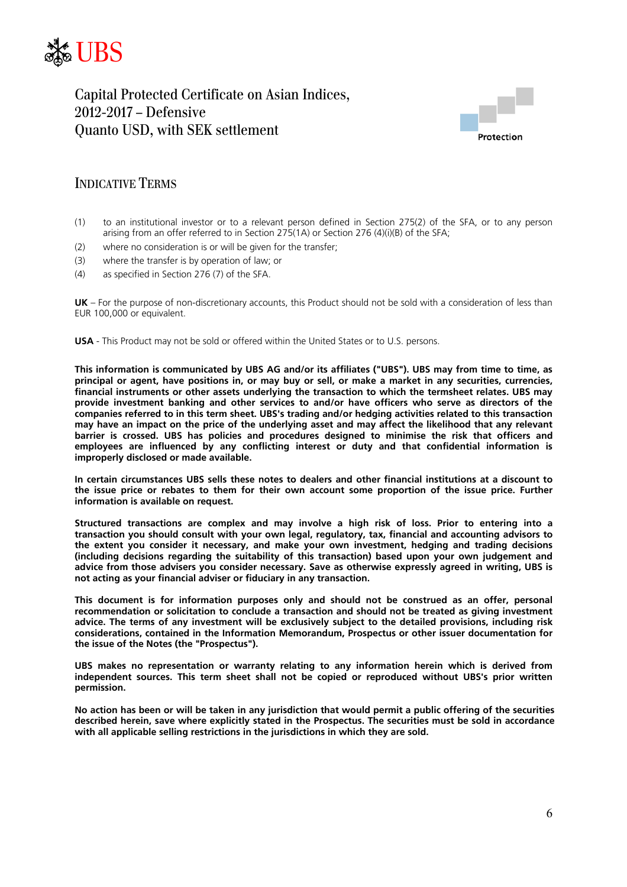Capital Protected Certificate on Asian Indices, 2012-2017 – Defensive
Quanto USD, with SEK settlement

Protection

# INDICATIVE TERMS

(1) to an institutional investor or to a relevant person defined in Section 275(2) of the SFA, or to any person arising from an offer referred to in Section 275(1A) or Section 276 (4)(i)(B) of the SFA;

(2) where no consideration is or will be given for the transfer;

(3) where the transfer is by operation of law; or

(4) as specified in Section 276 (7) of the SFA.

**UK** – For the purpose of non-discretionary accounts, this Product should not be sold with a consideration of less than EUR 100,000 or equivalent.

**USA** - This Product may not be sold or offered within the United States or to U.S. persons.

**This information is communicated by UBS AG and/or its affiliates ("UBS"). UBS may from time to time, as principal or agent, have positions in, or may buy or sell, or make a market in any securities, currencies, financial instruments or other assets underlying the transaction to which the termsheet relates. UBS may provide investment banking and other services to and/or have officers who serve as directors of the companies referred to in this term sheet. UBS's trading and/or hedging activities related to this transaction may have an impact on the price of the underlying asset and may affect the likelihood that any relevant barrier is crossed. UBS has policies and procedures designed to minimise the risk that officers and employees are influenced by any conflicting interest or duty and that confidential information is improperly disclosed or made available.**

**In certain circumstances UBS sells these notes to dealers and other financial institutions at a discount to the issue price or rebates to them for their own account some proportion of the issue price. Further information is available on request.**

**Structured transactions are complex and may involve a high risk of loss. Prior to entering into a transaction you should consult with your own legal, regulatory, tax, financial and accounting advisors to the extent you consider it necessary, and make your own investment, hedging and trading decisions (including decisions regarding the suitability of this transaction) based upon your own judgement and advice from those advisers you consider necessary. Save as otherwise expressly agreed in writing, UBS is not acting as your financial adviser or fiduciary in any transaction.**

**This document is for information purposes only and should not be construed as an offer, personal recommendation or solicitation to conclude a transaction and should not be treated as giving investment advice. The terms of any investment will be exclusively subject to the detailed provisions, including risk considerations, contained in the Information Memorandum, Prospectus or other issuer documentation for the issue of the Notes (the "Prospectus").**

**UBS makes no representation or warranty relating to any information herein which is derived from independent sources. This term sheet shall not be copied or reproduced without UBS's prior written permission.**

**No action has been or will be taken in any jurisdiction that would permit a public offering of the securities described herein, save where explicitly stated in the Prospectus. The securities must be sold in accordance with all applicable selling restrictions in the jurisdictions in which they are sold.**